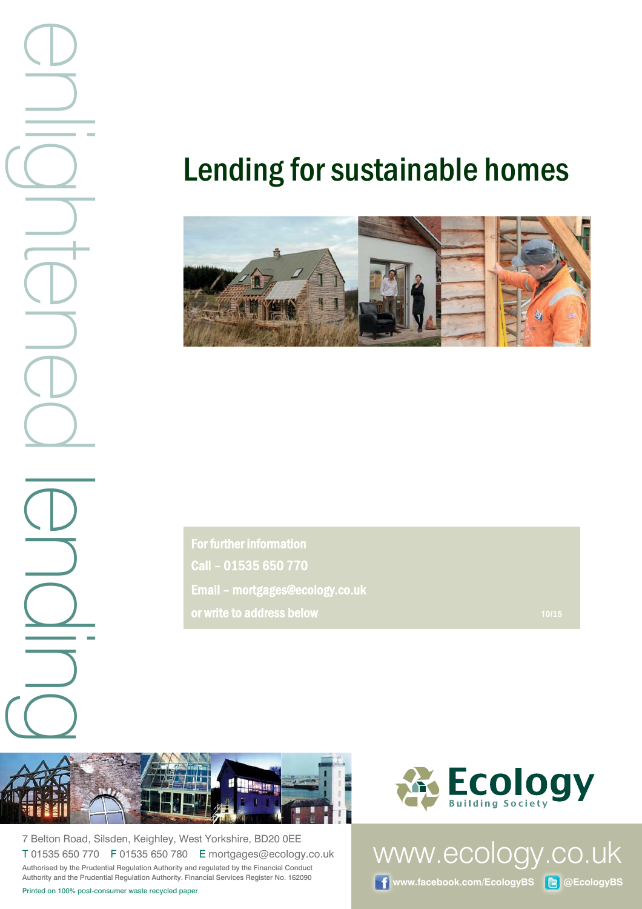enlightened lending

# Lending for sustainable homes

**For further information**
**Call – 01535 650 770**
**Email – mortgages@ecology.co.uk**
**or write to address below**

10/15

Ecology Building Society

7 Belton Road, Silsden, Keighley, West Yorkshire, BD20 0EE
T 01535 650 770 F 01535 650 780 E mortgages@ecology.co.uk

Authorised by the Prudential Regulation Authority and regulated by the Financial Conduct Authority and the Prudential Regulation Authority. Financial Services Register No. 162090

Printed on 100% post-consumer waste recycled paper

www.ecology.co.uk

www.facebook.com/EcologyBS @EcologyBS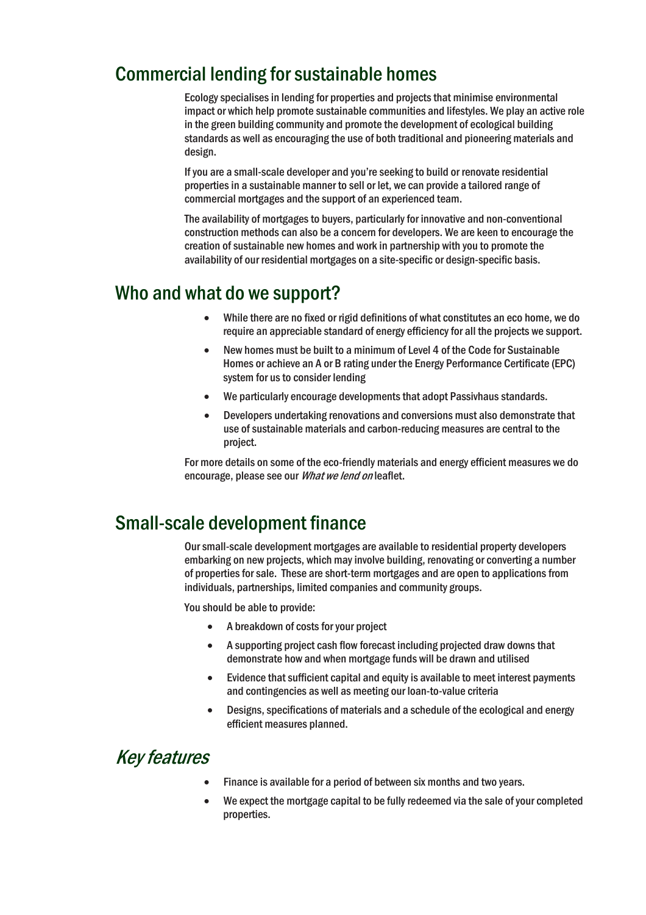## Commercial lending for sustainable homes

Ecology specialises in lending for properties and projects that minimise environmental impact or which help promote sustainable communities and lifestyles. We play an active role in the green building community and promote the development of ecological building standards as well as encouraging the use of both traditional and pioneering materials and design.

If you are a small-scale developer and you're seeking to build or renovate residential properties in a sustainable manner to sell or let, we can provide a tailored range of commercial mortgages and the support of an experienced team.

The availability of mortgages to buyers, particularly for innovative and non-conventional construction methods can also be a concern for developers. We are keen to encourage the creation of sustainable new homes and work in partnership with you to promote the availability of our residential mortgages on a site-specific or design-specific basis.

## Who and what do we support?

- While there are no fixed or rigid definitions of what constitutes an eco home, we do require an appreciable standard of energy efficiency for all the projects we support.
- New homes must be built to a minimum of Level 4 of the Code for Sustainable Homes or achieve an A or B rating under the Energy Performance Certificate (EPC) system for us to consider lending
- We particularly encourage developments that adopt Passivhaus standards.
- Developers undertaking renovations and conversions must also demonstrate that use of sustainable materials and carbon-reducing measures are central to the project.

For more details on some of the eco-friendly materials and energy efficient measures we do encourage, please see our *What we lend on* leaflet.

## Small-scale development finance

Our small-scale development mortgages are available to residential property developers embarking on new projects, which may involve building, renovating or converting a number of properties for sale. These are short-term mortgages and are open to applications from individuals, partnerships, limited companies and community groups.

You should be able to provide:

- A breakdown of costs for your project
- A supporting project cash flow forecast including projected draw downs that demonstrate how and when mortgage funds will be drawn and utilised
- Evidence that sufficient capital and equity is available to meet interest payments and contingencies as well as meeting our loan-to-value criteria
- Designs, specifications of materials and a schedule of the ecological and energy efficient measures planned.

## *Key features*

- Finance is available for a period of between six months and two years.
- We expect the mortgage capital to be fully redeemed via the sale of your completed properties.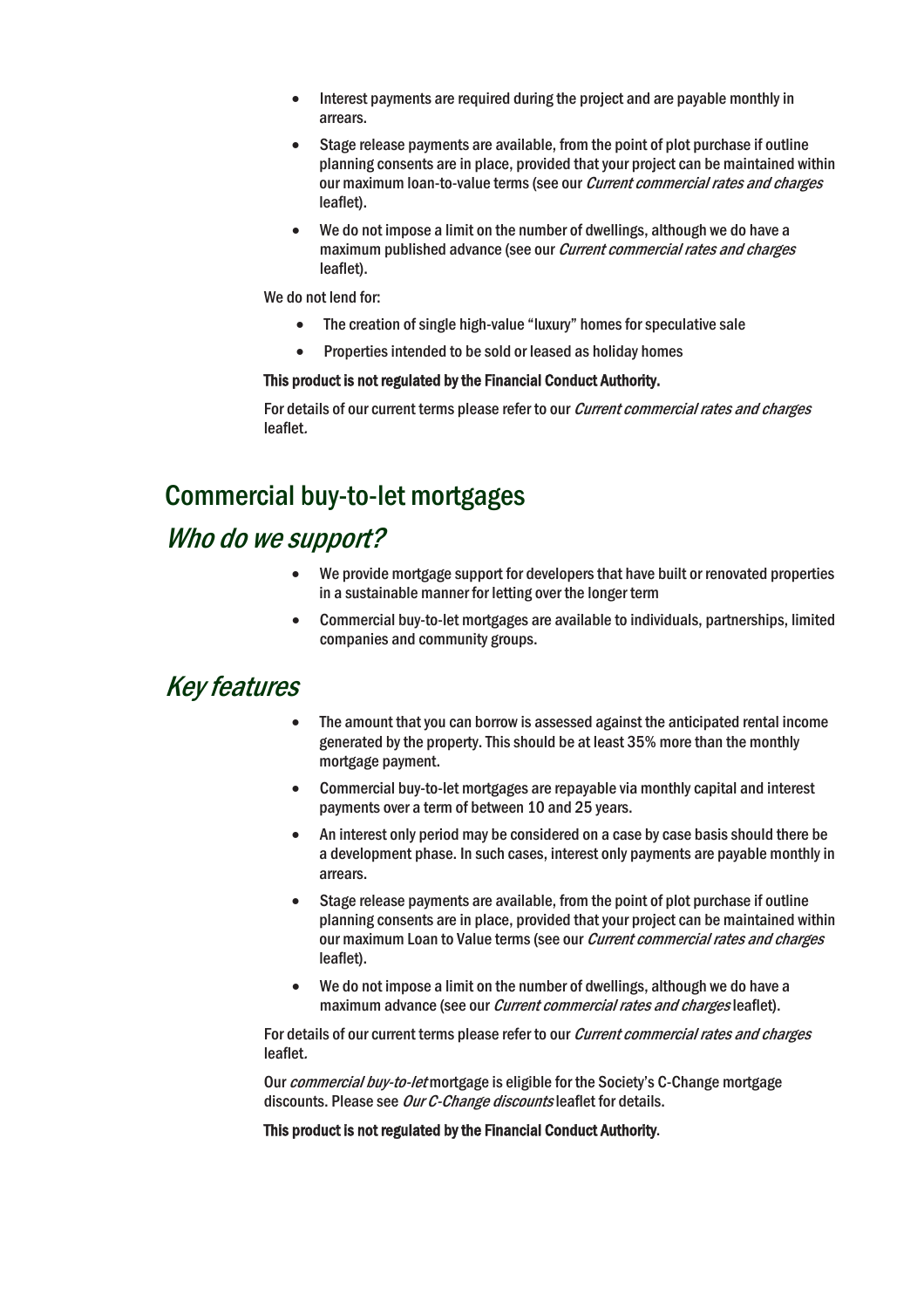- Interest payments are required during the project and are payable monthly in arrears.
- Stage release payments are available, from the point of plot purchase if outline planning consents are in place, provided that your project can be maintained within our maximum loan-to-value terms (see our *Current commercial rates and charges* leaflet).
- We do not impose a limit on the number of dwellings, although we do have a maximum published advance (see our *Current commercial rates and charges* leaflet).

We do not lend for:

- The creation of single high-value "luxury" homes for speculative sale
- Properties intended to be sold or leased as holiday homes

**This product is not regulated by the Financial Conduct Authority.**

For details of our current terms please refer to our *Current commercial rates and charges* leaflet.

## Commercial buy-to-let mortgages

### *Who do we support?*

- We provide mortgage support for developers that have built or renovated properties in a sustainable manner for letting over the longer term
- Commercial buy-to-let mortgages are available to individuals, partnerships, limited companies and community groups.

### *Key features*

- The amount that you can borrow is assessed against the anticipated rental income generated by the property. This should be at least 35% more than the monthly mortgage payment.
- Commercial buy-to-let mortgages are repayable via monthly capital and interest payments over a term of between 10 and 25 years.
- An interest only period may be considered on a case by case basis should there be a development phase. In such cases, interest only payments are payable monthly in arrears.
- Stage release payments are available, from the point of plot purchase if outline planning consents are in place, provided that your project can be maintained within our maximum Loan to Value terms (see our *Current commercial rates and charges* leaflet).
- We do not impose a limit on the number of dwellings, although we do have a maximum advance (see our *Current commercial rates and charges* leaflet).

For details of our current terms please refer to our *Current commercial rates and charges* leaflet.

Our *commercial buy-to-let* mortgage is eligible for the Society's C-Change mortgage discounts. Please see *Our C-Change discounts* leaflet for details.

**This product is not regulated by the Financial Conduct Authority**.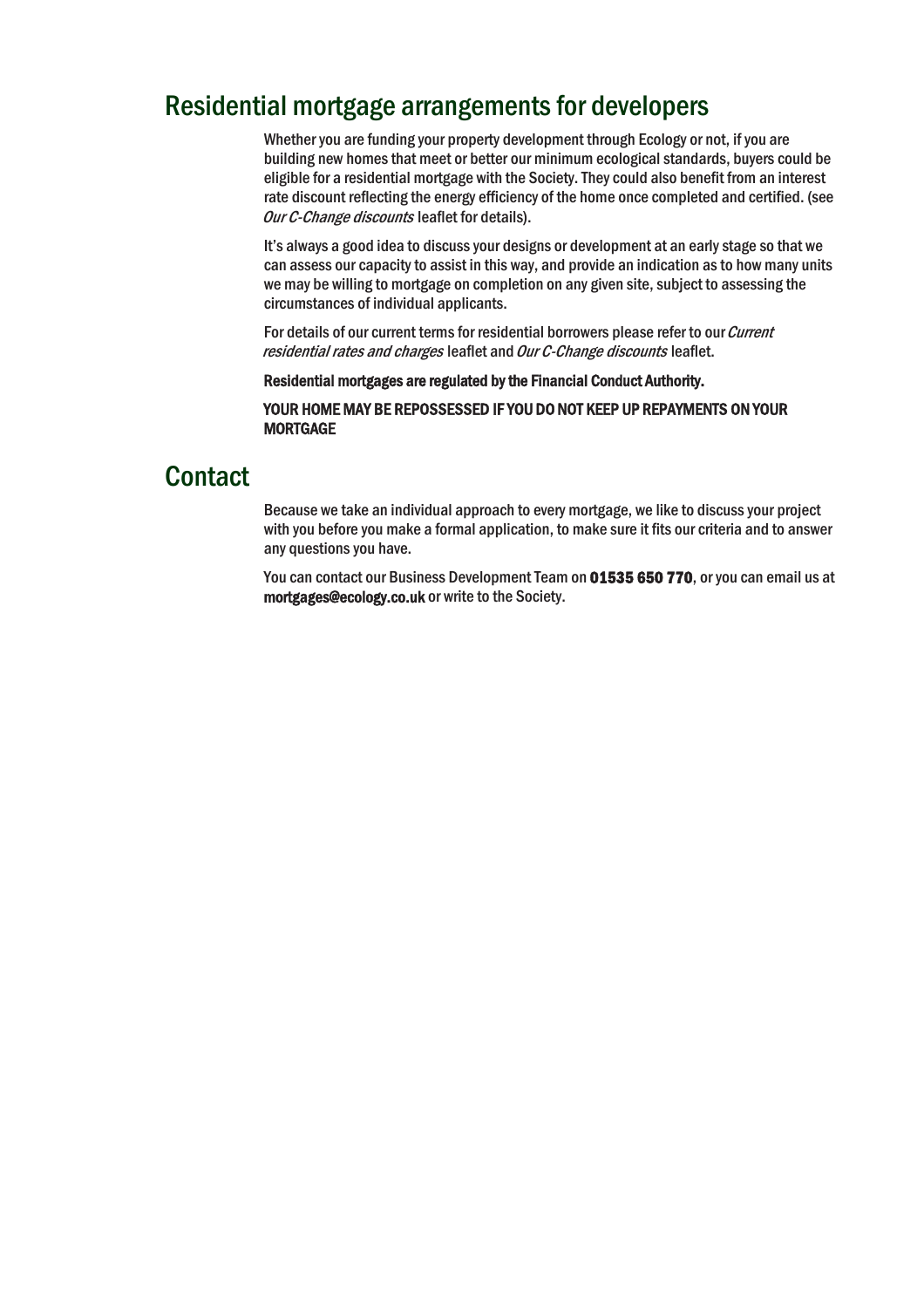## Residential mortgage arrangements for developers

Whether you are funding your property development through Ecology or not, if you are building new homes that meet or better our minimum ecological standards, buyers could be eligible for a residential mortgage with the Society. They could also benefit from an interest rate discount reflecting the energy efficiency of the home once completed and certified. (see *Our C-Change discounts* leaflet for details).

It's always a good idea to discuss your designs or development at an early stage so that we can assess our capacity to assist in this way, and provide an indication as to how many units we may be willing to mortgage on completion on any given site, subject to assessing the circumstances of individual applicants.

For details of our current terms for residential borrowers please refer to our *Current residential rates and charges* leaflet and *Our C-Change discounts* leaflet.

**Residential mortgages are regulated by the Financial Conduct Authority.**

**YOUR HOME MAY BE REPOSSESSED IF YOU DO NOT KEEP UP REPAYMENTS ON YOUR MORTGAGE**

## Contact

Because we take an individual approach to every mortgage, we like to discuss your project with you before you make a formal application, to make sure it fits our criteria and to answer any questions you have.

You can contact our Business Development Team on **01535 650 770**, or you can email us at **mortgages@ecology.co.uk** or write to the Society.